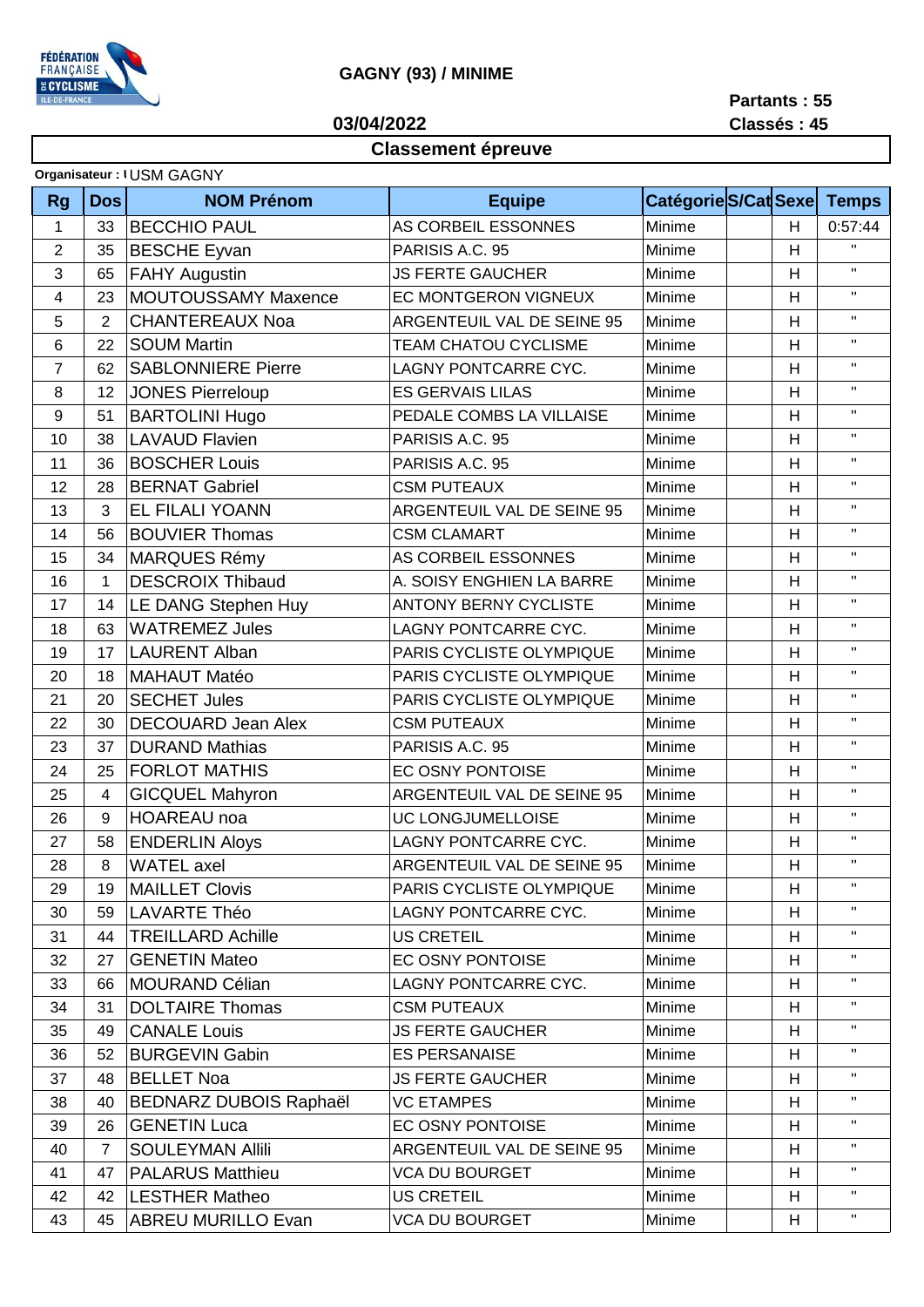FÉDÉRATION FRANÇAISE DE CYCLISME ILE-DE-FRANCE

## GAGNY (93) / MINIME

**03/04/2022**

**Partants : 55**
**Classés : 45**

### Classement épreuve

**Organisateur :** USM GAGNY

| Rg | Dos | NOM Prénom | Equipe | Catégorie | S/Cat | Sexe | Temps |
|---|---|---|---|---|---|---|---|
| 1 | 33 | BECCHIO PAUL | AS CORBEIL ESSONNES | Minime | | H | 0:57:44 |
| 2 | 35 | BESCHE Eyvan | PARISIS A.C. 95 | Minime | | H | " |
| 3 | 65 | FAHY Augustin | JS FERTE GAUCHER | Minime | | H | " |
| 4 | 23 | MOUTOUSSAMY Maxence | EC MONTGERON VIGNEUX | Minime | | H | " |
| 5 | 2 | CHANTEREAUX Noa | ARGENTEUIL VAL DE SEINE 95 | Minime | | H | " |
| 6 | 22 | SOUM Martin | TEAM CHATOU CYCLISME | Minime | | H | " |
| 7 | 62 | SABLONNIERE Pierre | LAGNY PONTCARRE CYC. | Minime | | H | " |
| 8 | 12 | JONES Pierreloup | ES GERVAIS LILAS | Minime | | H | " |
| 9 | 51 | BARTOLINI Hugo | PEDALE COMBS LA VILLAISE | Minime | | H | " |
| 10 | 38 | LAVAUD Flavien | PARISIS A.C. 95 | Minime | | H | " |
| 11 | 36 | BOSCHER Louis | PARISIS A.C. 95 | Minime | | H | " |
| 12 | 28 | BERNAT Gabriel | CSM PUTEAUX | Minime | | H | " |
| 13 | 3 | EL FILALI YOANN | ARGENTEUIL VAL DE SEINE 95 | Minime | | H | " |
| 14 | 56 | BOUVIER Thomas | CSM CLAMART | Minime | | H | " |
| 15 | 34 | MARQUES Rémy | AS CORBEIL ESSONNES | Minime | | H | " |
| 16 | 1 | DESCROIX Thibaud | A. SOISY ENGHIEN LA BARRE | Minime | | H | " |
| 17 | 14 | LE DANG Stephen Huy | ANTONY BERNY CYCLISTE | Minime | | H | " |
| 18 | 63 | WATREMEZ Jules | LAGNY PONTCARRE CYC. | Minime | | H | " |
| 19 | 17 | LAURENT Alban | PARIS CYCLISTE OLYMPIQUE | Minime | | H | " |
| 20 | 18 | MAHAUT Matéo | PARIS CYCLISTE OLYMPIQUE | Minime | | H | " |
| 21 | 20 | SECHET Jules | PARIS CYCLISTE OLYMPIQUE | Minime | | H | " |
| 22 | 30 | DECOUARD Jean Alex | CSM PUTEAUX | Minime | | H | " |
| 23 | 37 | DURAND Mathias | PARISIS A.C. 95 | Minime | | H | " |
| 24 | 25 | FORLOT MATHIS | EC OSNY PONTOISE | Minime | | H | " |
| 25 | 4 | GICQUEL Mahyron | ARGENTEUIL VAL DE SEINE 95 | Minime | | H | " |
| 26 | 9 | HOAREAU noa | UC LONGJUMELLOISE | Minime | | H | " |
| 27 | 58 | ENDERLIN Aloys | LAGNY PONTCARRE CYC. | Minime | | H | " |
| 28 | 8 | WATEL axel | ARGENTEUIL VAL DE SEINE 95 | Minime | | H | " |
| 29 | 19 | MAILLET Clovis | PARIS CYCLISTE OLYMPIQUE | Minime | | H | " |
| 30 | 59 | LAVARTE Théo | LAGNY PONTCARRE CYC. | Minime | | H | " |
| 31 | 44 | TREILLARD Achille | US CRETEIL | Minime | | H | " |
| 32 | 27 | GENETIN Mateo | EC OSNY PONTOISE | Minime | | H | " |
| 33 | 66 | MOURAND Célian | LAGNY PONTCARRE CYC. | Minime | | H | " |
| 34 | 31 | DOLTAIRE Thomas | CSM PUTEAUX | Minime | | H | " |
| 35 | 49 | CANALE Louis | JS FERTE GAUCHER | Minime | | H | " |
| 36 | 52 | BURGEVIN Gabin | ES PERSANAISE | Minime | | H | " |
| 37 | 48 | BELLET Noa | JS FERTE GAUCHER | Minime | | H | " |
| 38 | 40 | BEDNARZ DUBOIS Raphaël | VC ETAMPES | Minime | | H | " |
| 39 | 26 | GENETIN Luca | EC OSNY PONTOISE | Minime | | H | " |
| 40 | 7 | SOULEYMAN Allili | ARGENTEUIL VAL DE SEINE 95 | Minime | | H | " |
| 41 | 47 | PALARUS Matthieu | VCA DU BOURGET | Minime | | H | " |
| 42 | 42 | LESTHER Matheo | US CRETEIL | Minime | | H | " |
| 43 | 45 | ABREU MURILLO Evan | VCA DU BOURGET | Minime | | H | " |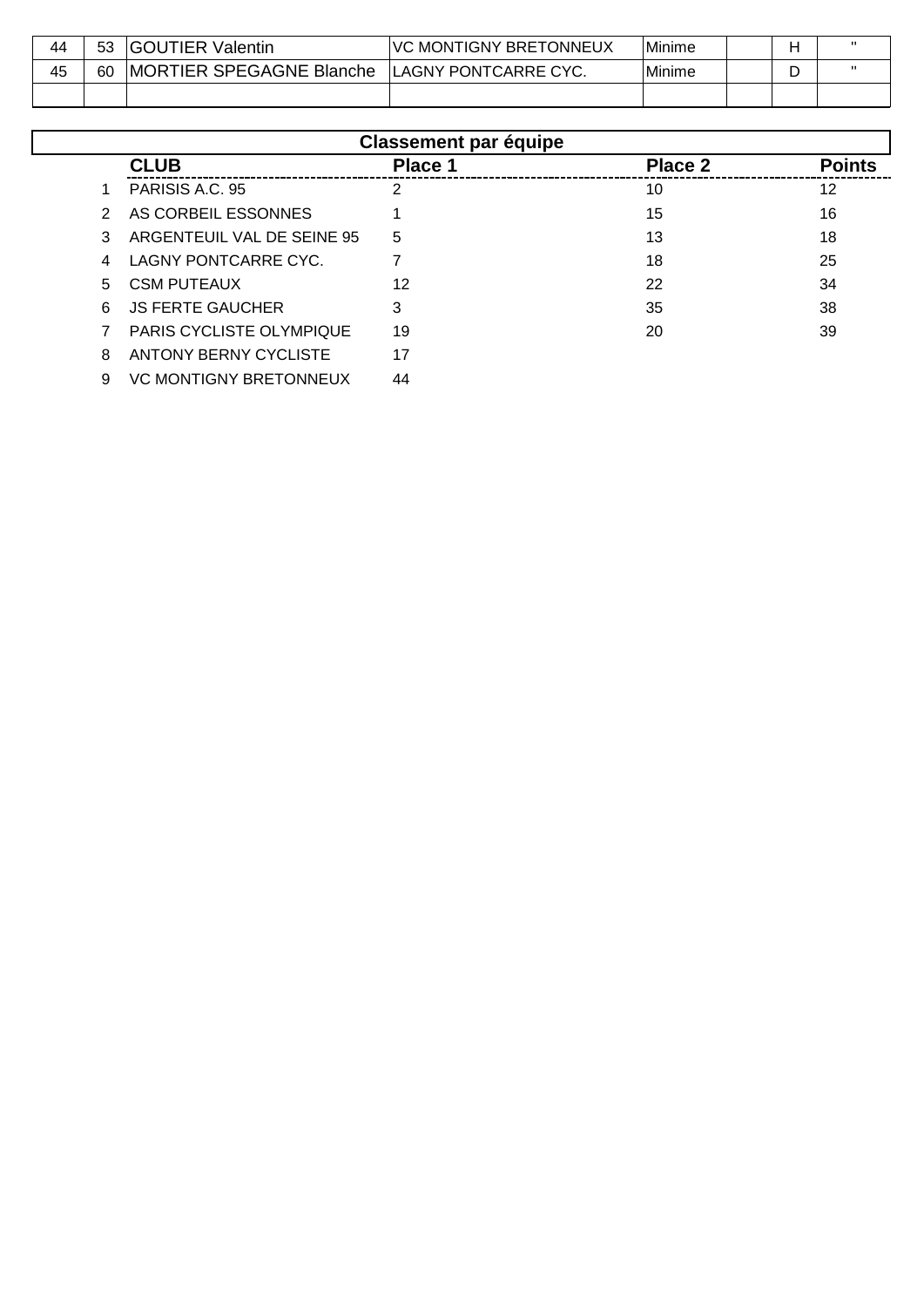| | | | | | | | |
|---|---|---|---|---|---|---|---|
| 44 | 53 | GOUTIER Valentin | VC MONTIGNY BRETONNEUX | Minime | | H | " |
| 45 | 60 | MORTIER SPEGAGNE Blanche | LAGNY PONTCARRE CYC. | Minime | | D | " |
| | | | | | | | |

## Classement par équipe

| | CLUB | Place 1 | Place 2 | Points |
|---|---|---|---|---|
| 1 | PARISIS A.C. 95 | 2 | 10 | 12 |
| 2 | AS CORBEIL ESSONNES | 1 | 15 | 16 |
| 3 | ARGENTEUIL VAL DE SEINE 95 | 5 | 13 | 18 |
| 4 | LAGNY PONTCARRE CYC. | 7 | 18 | 25 |
| 5 | CSM PUTEAUX | 12 | 22 | 34 |
| 6 | JS FERTE GAUCHER | 3 | 35 | 38 |
| 7 | PARIS CYCLISTE OLYMPIQUE | 19 | 20 | 39 |
| 8 | ANTONY BERNY CYCLISTE | 17 | | |
| 9 | VC MONTIGNY BRETONNEUX | 44 | | |